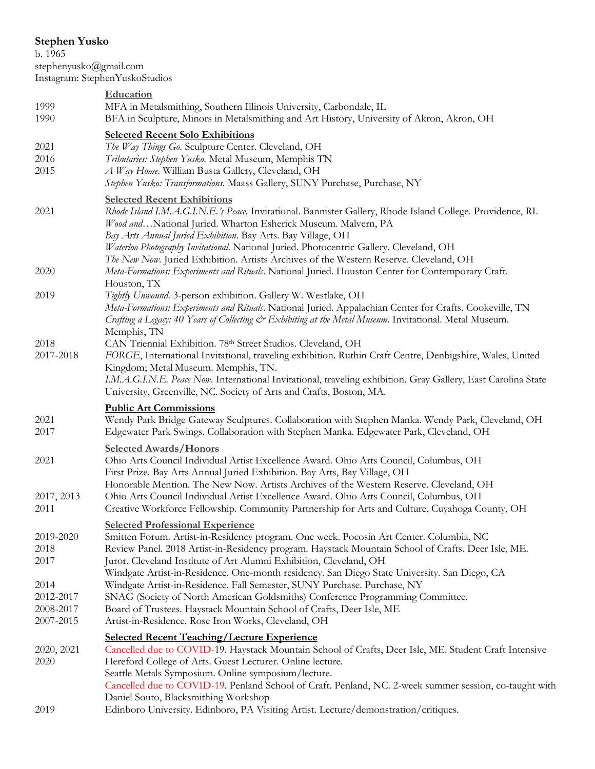**Stephen Yusko**
b. 1965
stephenyusko@gmail.com
Instagram: StephenYuskoStudios

## Education

1999 MFA in Metalsmithing, Southern Illinois University, Carbondale, IL
1990 BFA in Sculpture, Minors in Metalsmithing and Art History, University of Akron, Akron, OH

## Selected Recent Solo Exhibitions

2021 *The Way Things Go*. Sculpture Center. Cleveland, OH
2016 *Tributaries: Stephen Yusko*. Metal Museum, Memphis TN
2015 *A Way Home*. William Busta Gallery, Cleveland, OH
*Stephen Yusko: Transformations.* Maass Gallery, SUNY Purchase, Purchase, NY

## Selected Recent Exhibitions

2021 *Rhode Island I.M.A.G.I.N.E.'s Peace.* Invitational. Bannister Gallery, Rhode Island College. Providence, RI.
*Wood and…*National Juried. Wharton Esherick Museum. Malvern, PA
*Bay Arts Annual Juried Exhibition*. Bay Arts. Bay Village, OH
*Waterloo Photography Invitational*. National Juried. Photocentric Gallery. Cleveland, OH
*The New Now*. Juried Exhibition. Artists Archives of the Western Reserve. Cleveland, OH
2020 *Meta-Formations: Experiments and Rituals*. National Juried. Houston Center for Contemporary Craft. Houston, TX
2019 *Tightly Unwound*. 3-person exhibition. Gallery W. Westlake, OH
*Meta-Formations: Experiments and Rituals*. National Juried. Appalachian Center for Crafts. Cookeville, TN
*Crafting a Legacy: 40 Years of Collecting & Exhibiting at the Metal Museum*. Invitational. Metal Museum. Memphis, TN
2018 CAN Triennial Exhibition. 78th Street Studios. Cleveland, OH
2017-2018 *FORGE*, International Invitational, traveling exhibition. Ruthin Craft Centre, Denbighshire, Wales, United Kingdom; Metal Museum. Memphis, TN.
*I.M.A.G.I.N.E. Peace Now*. International Invitational, traveling exhibition. Gray Gallery, East Carolina State University, Greenville, NC. Society of Arts and Crafts, Boston, MA.

## Public Art Commissions

2021 Wendy Park Bridge Gateway Sculptures. Collaboration with Stephen Manka. Wendy Park, Cleveland, OH
2017 Edgewater Park Swings. Collaboration with Stephen Manka. Edgewater Park, Cleveland, OH

## Selected Awards/Honors

2021 Ohio Arts Council Individual Artist Excellence Award. Ohio Arts Council, Columbus, OH
First Prize. Bay Arts Annual Juried Exhibition. Bay Arts, Bay Village, OH
Honorable Mention. The New Now. Artists Archives of the Western Reserve. Cleveland, OH
2017, 2013 Ohio Arts Council Individual Artist Excellence Award. Ohio Arts Council, Columbus, OH
2011 Creative Workforce Fellowship. Community Partnership for Arts and Culture, Cuyahoga County, OH

## Selected Professional Experience

2019-2020 Smitten Forum. Artist-in-Residency program. One week. Pocosin Art Center. Columbia, NC
2018 Review Panel. 2018 Artist-in-Residency program. Haystack Mountain School of Crafts. Deer Isle, ME.
2017 Juror. Cleveland Institute of Art Alumni Exhibition, Cleveland, OH
Windgate Artist-in-Residence. One-month residency. San Diego State University. San Diego, CA
2014 Windgate Artist-in-Residence. Fall Semester, SUNY Purchase. Purchase, NY
2012-2017 SNAG (Society of North American Goldsmiths) Conference Programming Committee.
2008-2017 Board of Trustees. Haystack Mountain School of Crafts, Deer Isle, ME
2007-2015 Artist-in-Residence. Rose Iron Works, Cleveland, OH

## Selected Recent Teaching/Lecture Experience

2020, 2021 Cancelled due to COVID-19. Haystack Mountain School of Crafts, Deer Isle, ME. Student Craft Intensive
2020 Hereford College of Arts. Guest Lecturer. Online lecture.
Seattle Metals Symposium. Online symposium/lecture.
Cancelled due to COVID-19. Penland School of Craft. Penland, NC. 2-week summer session, co-taught with Daniel Souto, Blacksmithing Workshop
2019 Edinboro University. Edinboro, PA Visiting Artist. Lecture/demonstration/critiques.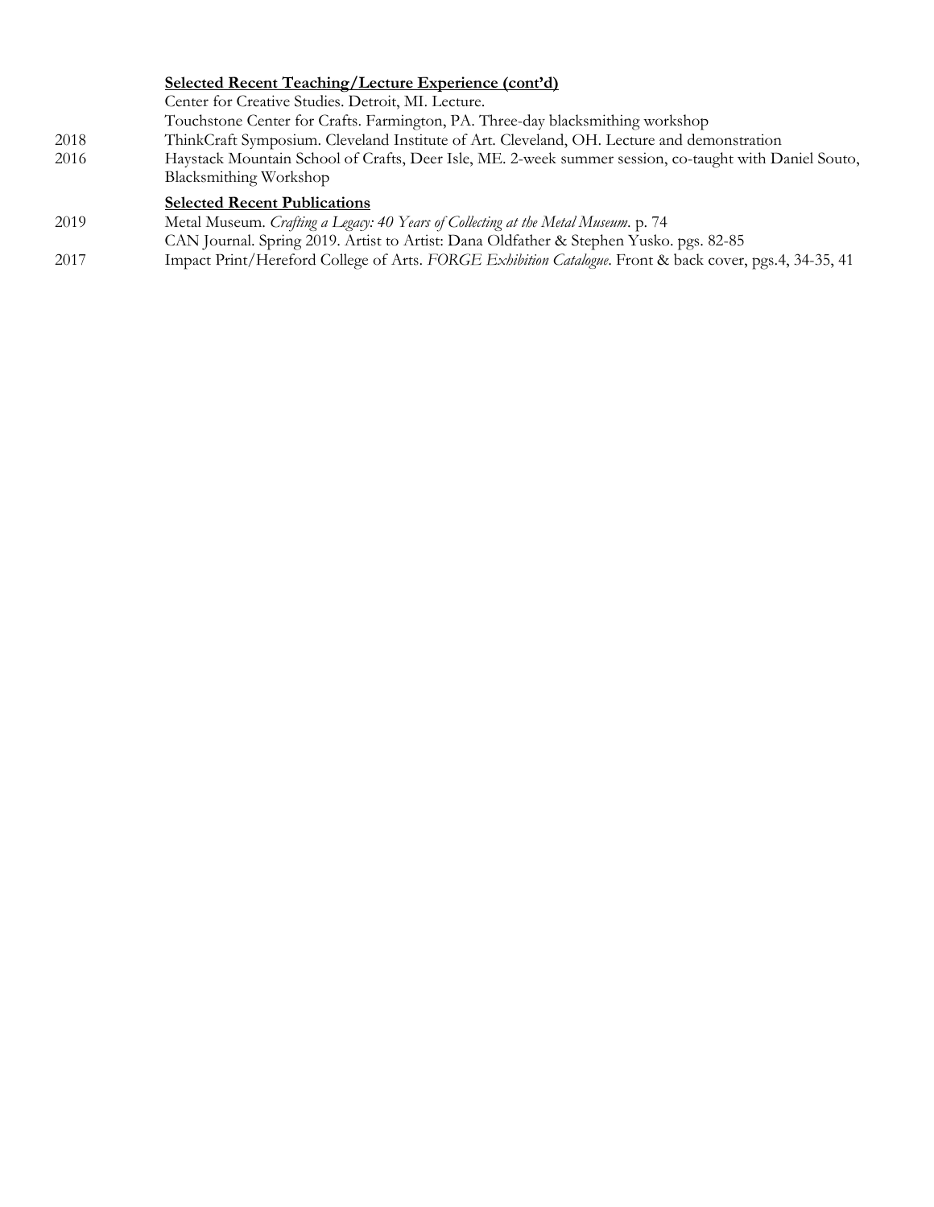**Selected Recent Teaching/Lecture Experience (cont'd)**

Center for Creative Studies. Detroit, MI. Lecture.

Touchstone Center for Crafts. Farmington, PA. Three-day blacksmithing workshop

2018 ThinkCraft Symposium. Cleveland Institute of Art. Cleveland, OH. Lecture and demonstration

2016 Haystack Mountain School of Crafts, Deer Isle, ME. 2-week summer session, co-taught with Daniel Souto, Blacksmithing Workshop

**Selected Recent Publications**

2019 Metal Museum. *Crafting a Legacy: 40 Years of Collecting at the Metal Museum*. p. 74

CAN Journal. Spring 2019. Artist to Artist: Dana Oldfather & Stephen Yusko. pgs. 82-85

2017 Impact Print/Hereford College of Arts. *FORGE Exhibition Catalogue*. Front & back cover, pgs.4, 34-35, 41